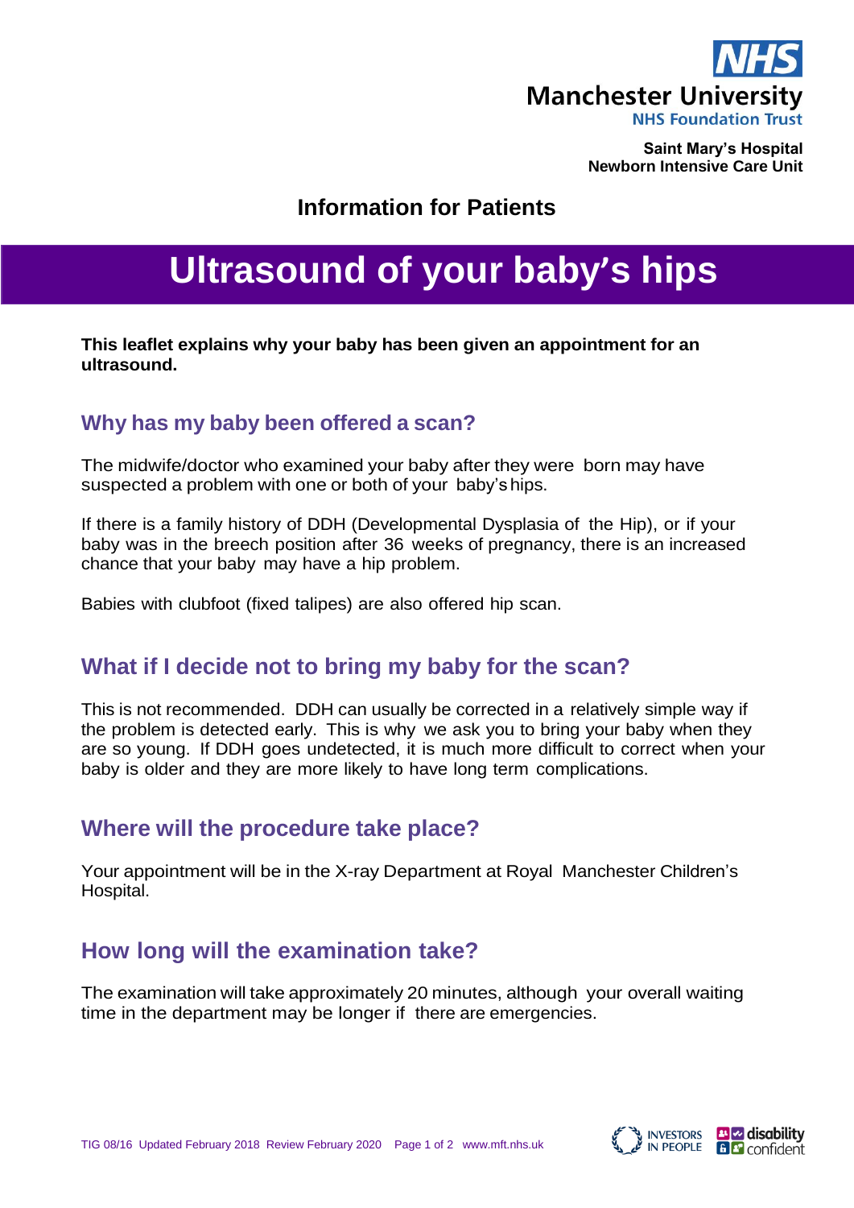Manchester University
NHS Foundation Trust

**Saint Mary's Hospital**
**Newborn Intensive Care Unit**

## Information for Patients

# Ultrasound of your baby's hips

**This leaflet explains why your baby has been given an appointment for an ultrasound.**

## Why has my baby been offered a scan?

The midwife/doctor who examined your baby after they were born may have suspected a problem with one or both of your baby's hips.

If there is a family history of DDH (Developmental Dysplasia of the Hip), or if your baby was in the breech position after 36 weeks of pregnancy, there is an increased chance that your baby may have a hip problem.

Babies with clubfoot (fixed talipes) are also offered hip scan.

## What if I decide not to bring my baby for the scan?

This is not recommended. DDH can usually be corrected in a relatively simple way if the problem is detected early. This is why we ask you to bring your baby when they are so young. If DDH goes undetected, it is much more difficult to correct when your baby is older and they are more likely to have long term complications.

## Where will the procedure take place?

Your appointment will be in the X-ray Department at Royal Manchester Children's Hospital.

## How long will the examination take?

The examination will take approximately 20 minutes, although your overall waiting time in the department may be longer if there are emergencies.

TIG 08/16 Updated February 2018 Review February 2020 www.mft.nhs.uk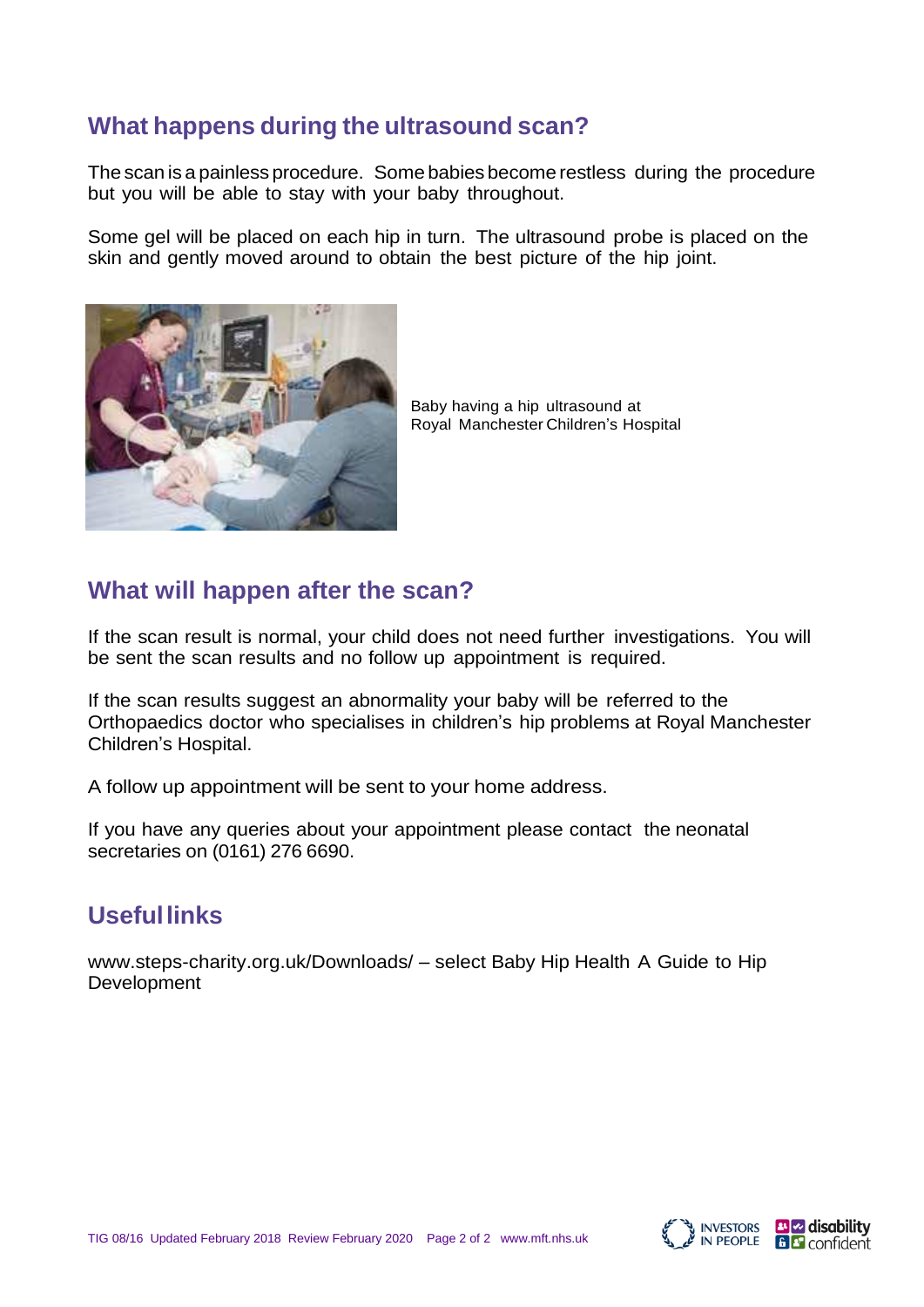## What happens during the ultrasound scan?

The scan is a painless procedure. Some babies become restless during the procedure but you will be able to stay with your baby throughout.

Some gel will be placed on each hip in turn. The ultrasound probe is placed on the skin and gently moved around to obtain the best picture of the hip joint.

Baby having a hip ultrasound at Royal Manchester Children's Hospital

## What will happen after the scan?

If the scan result is normal, your child does not need further investigations. You will be sent the scan results and no follow up appointment is required.

If the scan results suggest an abnormality your baby will be referred to the Orthopaedics doctor who specialises in children's hip problems at Royal Manchester Children's Hospital.

A follow up appointment will be sent to your home address.

If you have any queries about your appointment please contact the neonatal secretaries on (0161) 276 6690.

## Useful links

www.steps-charity.org.uk/Downloads/ – select Baby Hip Health A Guide to Hip Development

TIG 08/16 Updated February 2018 Review February 2020 www.mft.nhs.uk